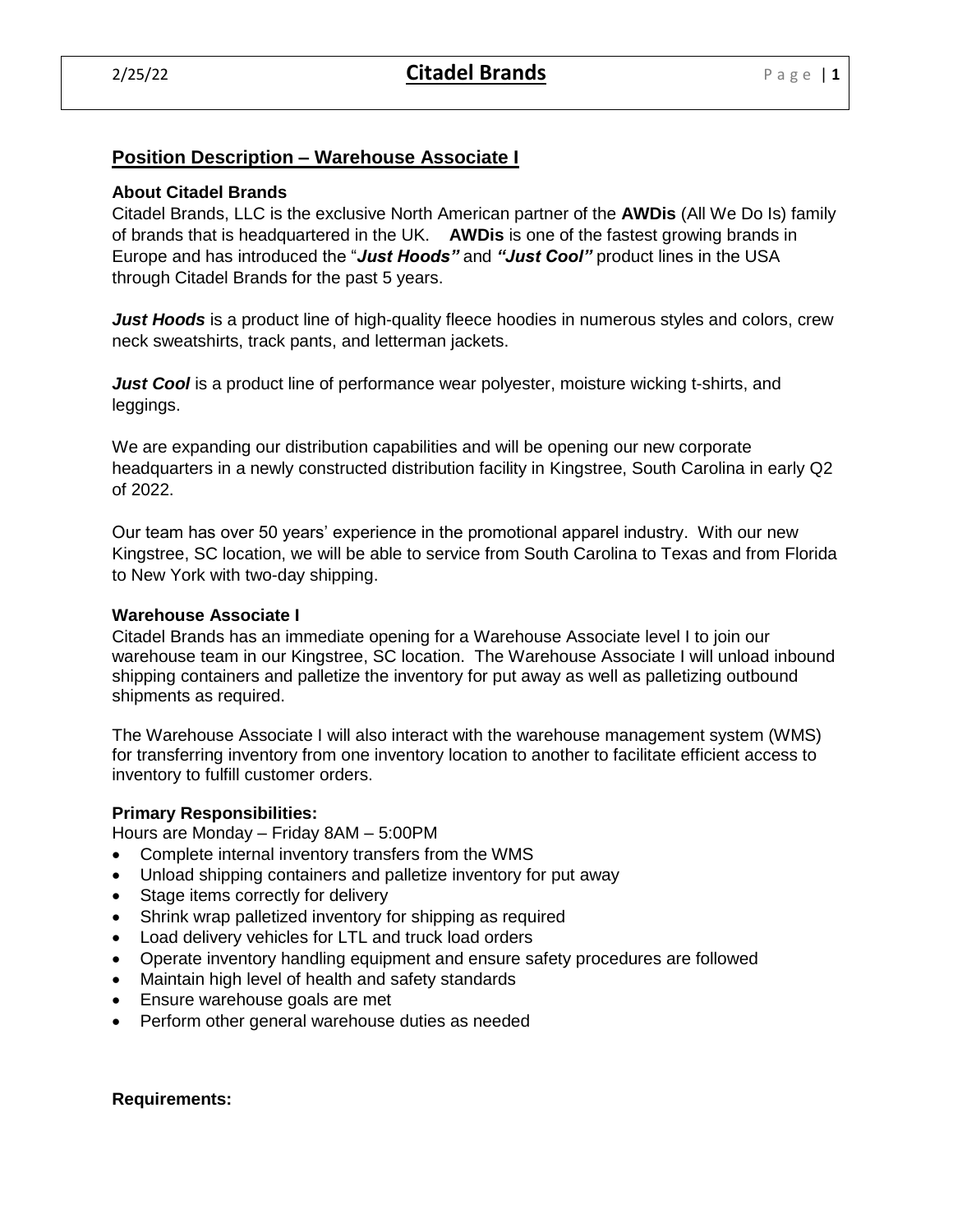## Position Description – Warehouse Associate I

### About Citadel Brands

Citadel Brands, LLC is the exclusive North American partner of the **AWDis** (All We Do Is) family of brands that is headquartered in the UK. **AWDis** is one of the fastest growing brands in Europe and has introduced the "***Just Hoods"*** and ***"Just Cool"*** product lines in the USA through Citadel Brands for the past 5 years.

***Just Hoods*** is a product line of high-quality fleece hoodies in numerous styles and colors, crew neck sweatshirts, track pants, and letterman jackets.

***Just Cool*** is a product line of performance wear polyester, moisture wicking t-shirts, and leggings.

We are expanding our distribution capabilities and will be opening our new corporate headquarters in a newly constructed distribution facility in Kingstree, South Carolina in early Q2 of 2022.

Our team has over 50 years' experience in the promotional apparel industry. With our new Kingstree, SC location, we will be able to service from South Carolina to Texas and from Florida to New York with two-day shipping.

### Warehouse Associate I

Citadel Brands has an immediate opening for a Warehouse Associate level I to join our warehouse team in our Kingstree, SC location. The Warehouse Associate I will unload inbound shipping containers and palletize the inventory for put away as well as palletizing outbound shipments as required.

The Warehouse Associate I will also interact with the warehouse management system (WMS) for transferring inventory from one inventory location to another to facilitate efficient access to inventory to fulfill customer orders.

### Primary Responsibilities:

Hours are Monday – Friday 8AM – 5:00PM

- Complete internal inventory transfers from the WMS
- Unload shipping containers and palletize inventory for put away
- Stage items correctly for delivery
- Shrink wrap palletized inventory for shipping as required
- Load delivery vehicles for LTL and truck load orders
- Operate inventory handling equipment and ensure safety procedures are followed
- Maintain high level of health and safety standards
- Ensure warehouse goals are met
- Perform other general warehouse duties as needed

### Requirements: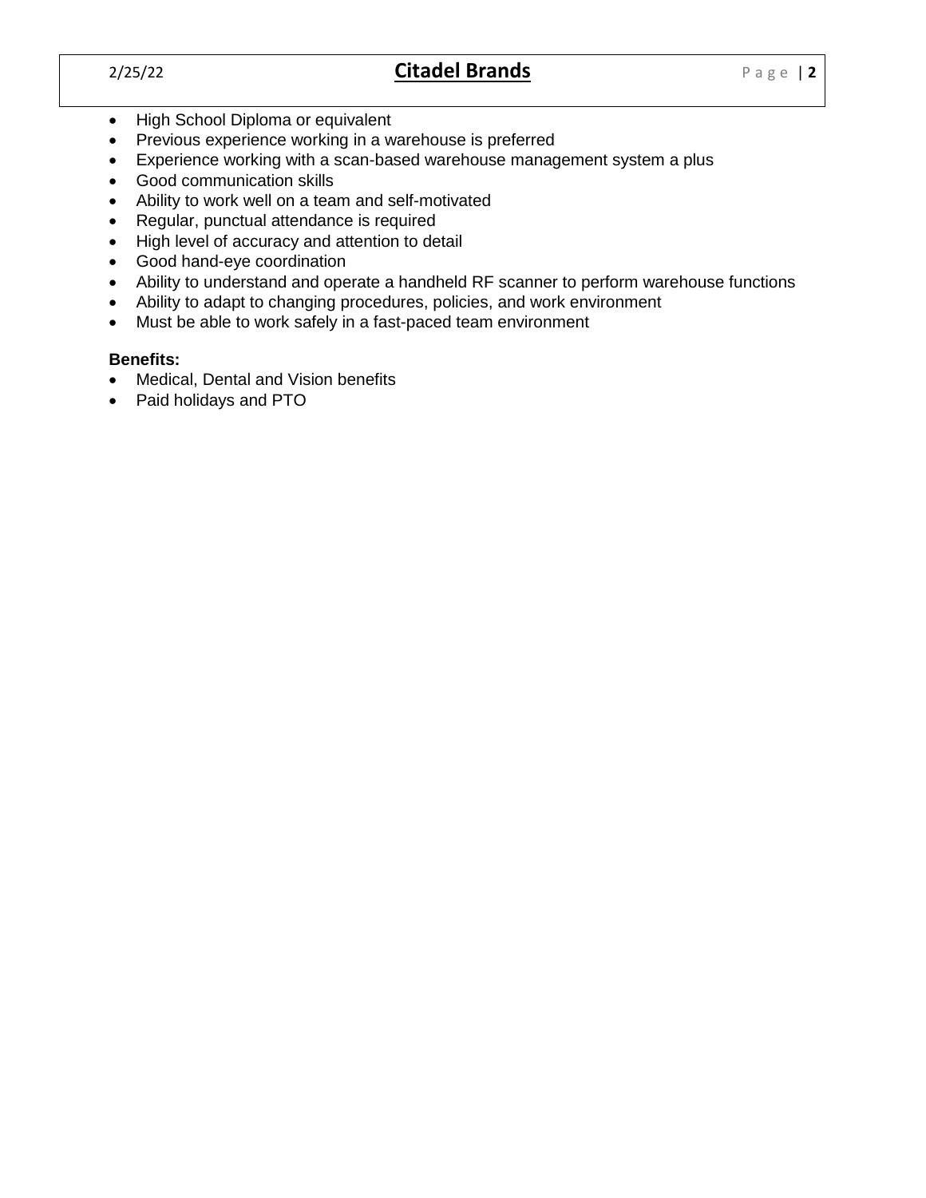- High School Diploma or equivalent
- Previous experience working in a warehouse is preferred
- Experience working with a scan-based warehouse management system a plus
- Good communication skills
- Ability to work well on a team and self-motivated
- Regular, punctual attendance is required
- High level of accuracy and attention to detail
- Good hand-eye coordination
- Ability to understand and operate a handheld RF scanner to perform warehouse functions
- Ability to adapt to changing procedures, policies, and work environment
- Must be able to work safely in a fast-paced team environment

**Benefits:**

- Medical, Dental and Vision benefits
- Paid holidays and PTO